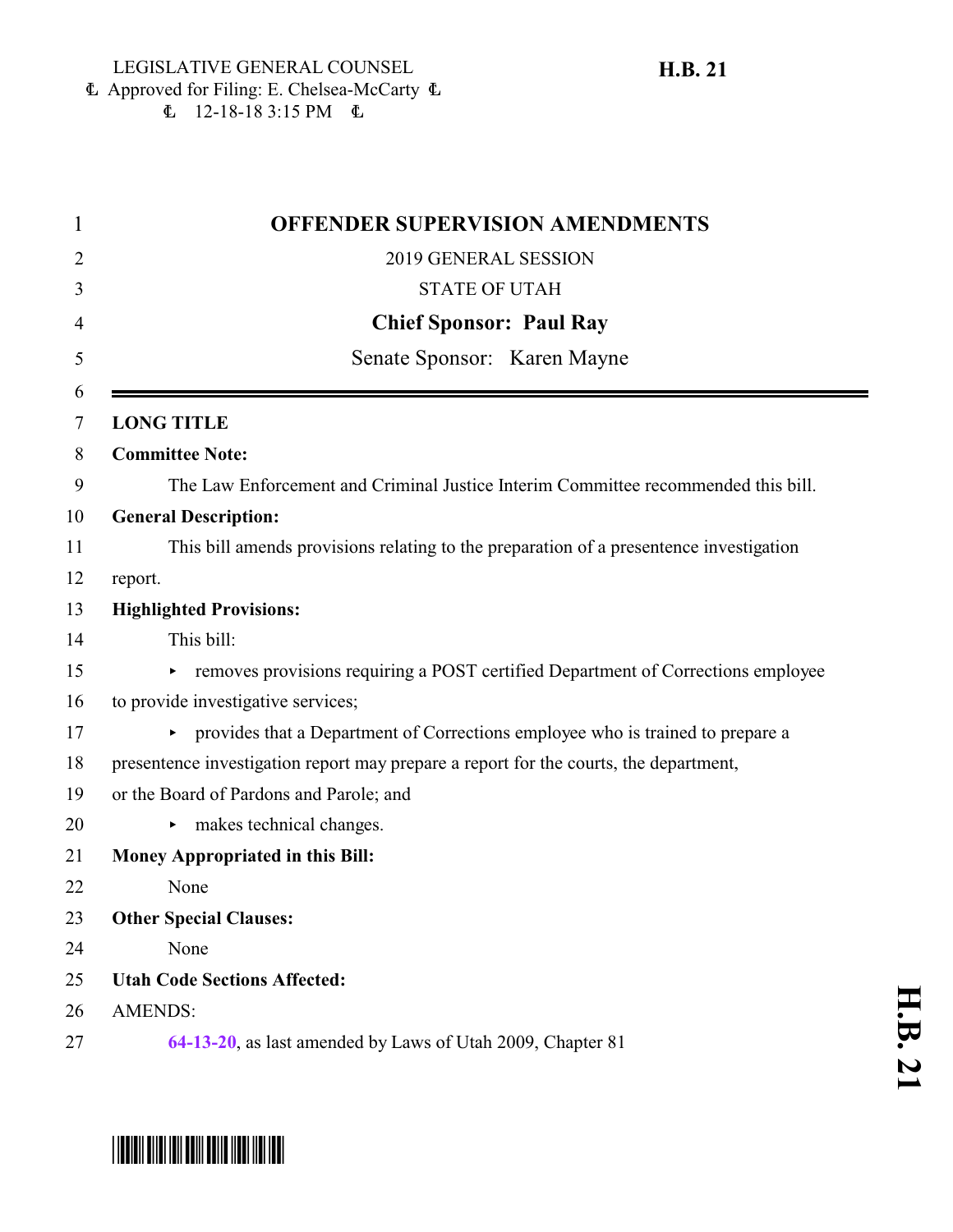LEGISLATIVE GENERAL COUNSEL
Approved for Filing: E. Chelsea-McCarty
12-18-18 3:15 PM

**H.B. 21**

# OFFENDER SUPERVISION AMENDMENTS

2019 GENERAL SESSION

STATE OF UTAH

**Chief Sponsor: Paul Ray**

Senate Sponsor: Karen Mayne

---

**LONG TITLE**

**Committee Note:**

The Law Enforcement and Criminal Justice Interim Committee recommended this bill.

**General Description:**

This bill amends provisions relating to the preparation of a presentence investigation report.

**Highlighted Provisions:**

This bill:

- removes provisions requiring a POST certified Department of Corrections employee to provide investigative services;
- provides that a Department of Corrections employee who is trained to prepare a presentence investigation report may prepare a report for the courts, the department, or the Board of Pardons and Parole; and
- makes technical changes.

**Money Appropriated in this Bill:**

None

**Other Special Clauses:**

None

**Utah Code Sections Affected:**

AMENDS:

64-13-20, as last amended by Laws of Utah 2009, Chapter 81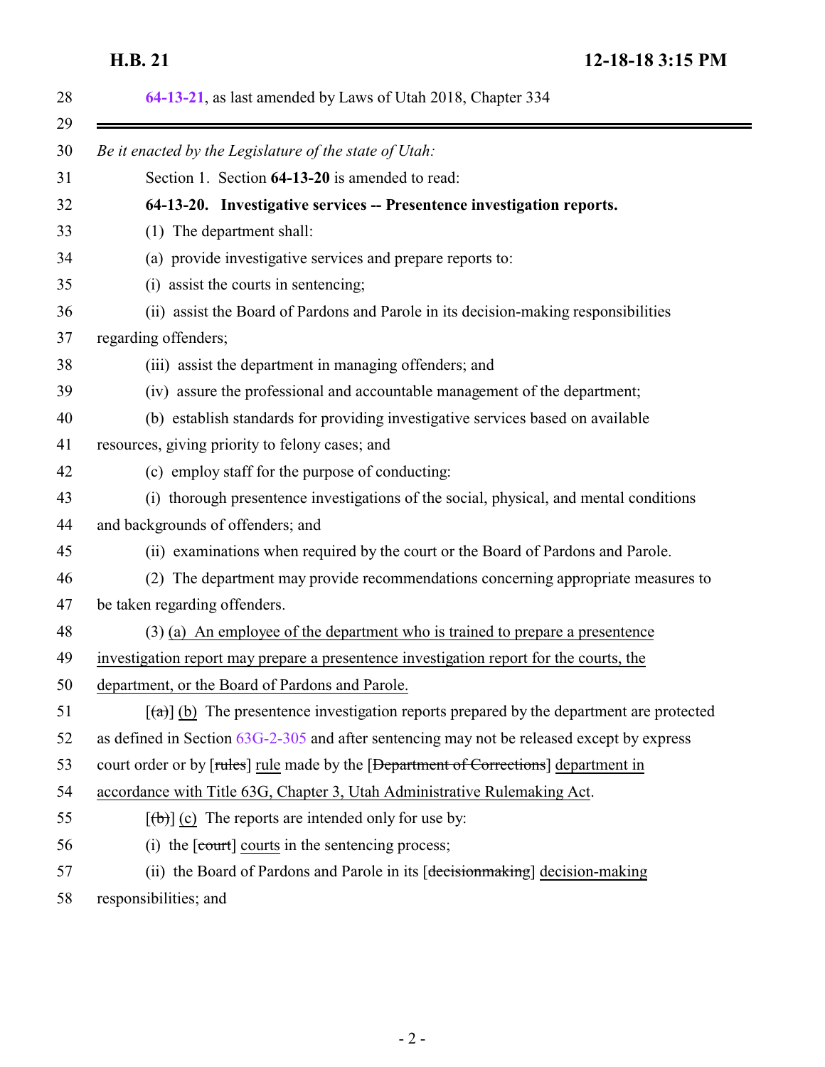64-13-21, as last amended by Laws of Utah 2018, Chapter 334

---

*Be it enacted by the Legislature of the state of Utah:*

Section 1. Section **64-13-20** is amended to read:

**64-13-20. Investigative services -- Presentence investigation reports.**

(1) The department shall:

(a) provide investigative services and prepare reports to:

(i) assist the courts in sentencing;

(ii) assist the Board of Pardons and Parole in its decision-making responsibilities regarding offenders;

(iii) assist the department in managing offenders; and

(iv) assure the professional and accountable management of the department;

(b) establish standards for providing investigative services based on available resources, giving priority to felony cases; and

(c) employ staff for the purpose of conducting:

(i) thorough presentence investigations of the social, physical, and mental conditions and backgrounds of offenders; and

(ii) examinations when required by the court or the Board of Pardons and Parole.

(2) The department may provide recommendations concerning appropriate measures to be taken regarding offenders.

(3) (a) An employee of the department who is trained to prepare a presentence investigation report may prepare a presentence investigation report for the courts, the department, or the Board of Pardons and Parole.

[~~(a)~~] (b) The presentence investigation reports prepared by the department are protected as defined in Section 63G-2-305 and after sentencing may not be released except by express court order or by [~~rules~~] rule made by the [~~Department of Corrections~~] department in accordance with Title 63G, Chapter 3, Utah Administrative Rulemaking Act.

[~~(b)~~] (c) The reports are intended only for use by:

(i) the [~~court~~] courts in the sentencing process;

(ii) the Board of Pardons and Parole in its [~~decisionmaking~~] decision-making responsibilities; and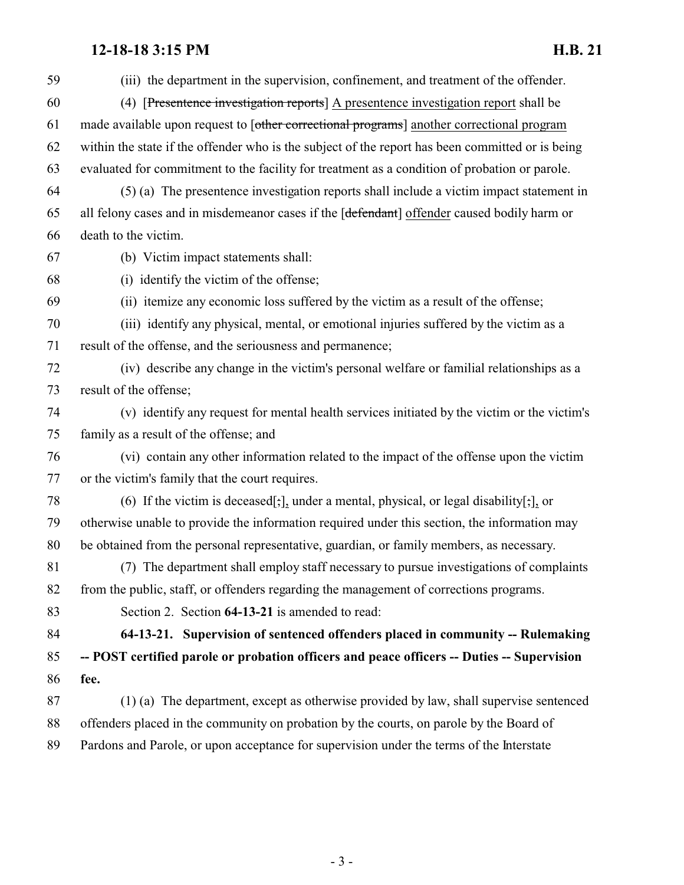(iii) the department in the supervision, confinement, and treatment of the offender.

(4) [~~Presentence investigation reports~~] A presentence investigation report shall be made available upon request to [~~other correctional programs~~] another correctional program within the state if the offender who is the subject of the report has been committed or is being evaluated for commitment to the facility for treatment as a condition of probation or parole.

(5) (a) The presentence investigation reports shall include a victim impact statement in all felony cases and in misdemeanor cases if the [~~defendant~~] offender caused bodily harm or death to the victim.

(b) Victim impact statements shall:

(i) identify the victim of the offense;

(ii) itemize any economic loss suffered by the victim as a result of the offense;

(iii) identify any physical, mental, or emotional injuries suffered by the victim as a result of the offense, and the seriousness and permanence;

(iv) describe any change in the victim's personal welfare or familial relationships as a result of the offense;

(v) identify any request for mental health services initiated by the victim or the victim's family as a result of the offense; and

(vi) contain any other information related to the impact of the offense upon the victim or the victim's family that the court requires.

(6) If the victim is deceased[~~;~~], under a mental, physical, or legal disability[~~;~~], or otherwise unable to provide the information required under this section, the information may be obtained from the personal representative, guardian, or family members, as necessary.

(7) The department shall employ staff necessary to pursue investigations of complaints from the public, staff, or offenders regarding the management of corrections programs.

Section 2. Section **64-13-21** is amended to read:

**64-13-21. Supervision of sentenced offenders placed in community -- Rulemaking -- POST certified parole or probation officers and peace officers -- Duties -- Supervision fee.**

(1) (a) The department, except as otherwise provided by law, shall supervise sentenced offenders placed in the community on probation by the courts, on parole by the Board of Pardons and Parole, or upon acceptance for supervision under the terms of the Interstate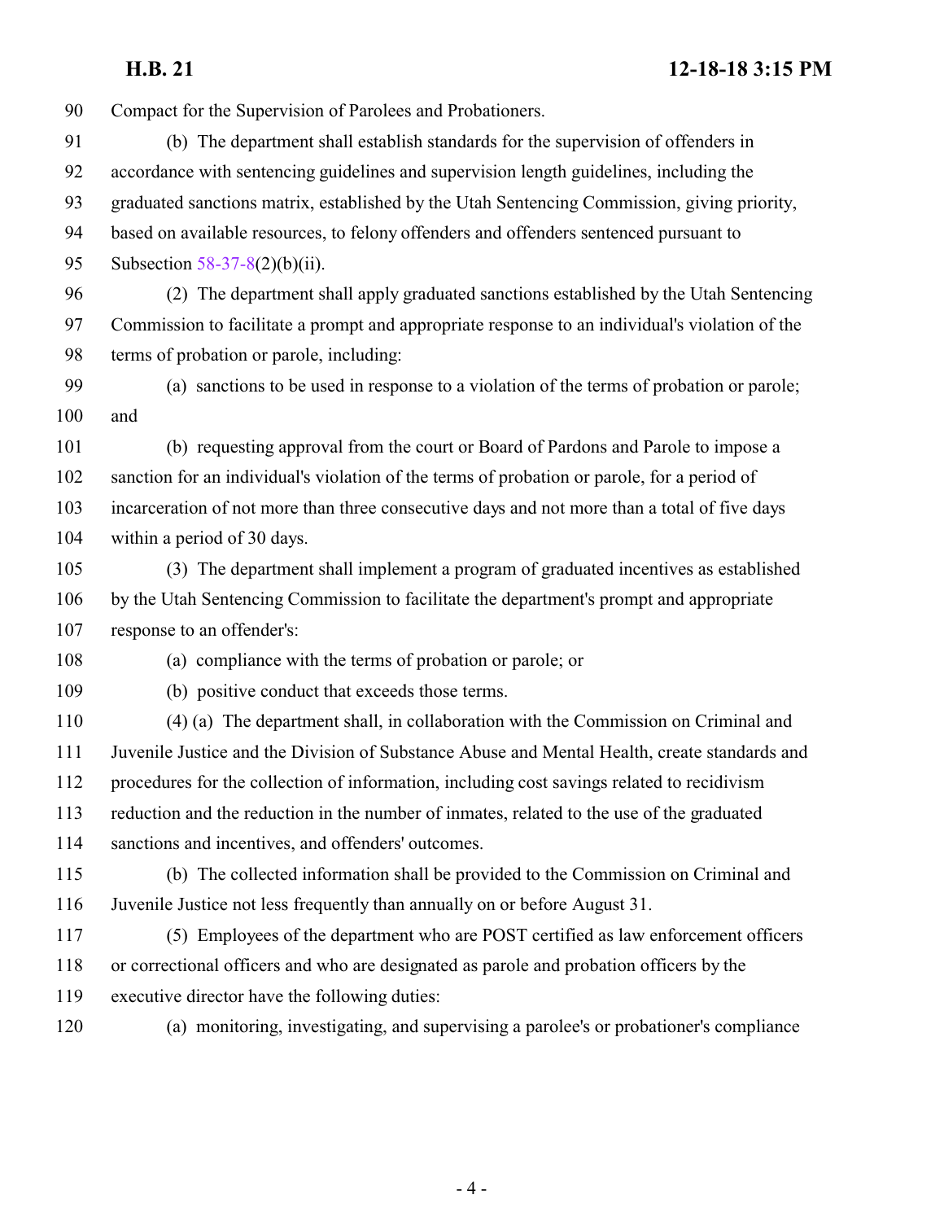Compact for the Supervision of Parolees and Probationers.

(b) The department shall establish standards for the supervision of offenders in accordance with sentencing guidelines and supervision length guidelines, including the graduated sanctions matrix, established by the Utah Sentencing Commission, giving priority, based on available resources, to felony offenders and offenders sentenced pursuant to Subsection 58-37-8(2)(b)(ii).

(2) The department shall apply graduated sanctions established by the Utah Sentencing Commission to facilitate a prompt and appropriate response to an individual's violation of the terms of probation or parole, including:

(a) sanctions to be used in response to a violation of the terms of probation or parole; and

(b) requesting approval from the court or Board of Pardons and Parole to impose a sanction for an individual's violation of the terms of probation or parole, for a period of incarceration of not more than three consecutive days and not more than a total of five days within a period of 30 days.

(3) The department shall implement a program of graduated incentives as established by the Utah Sentencing Commission to facilitate the department's prompt and appropriate response to an offender's:

(a) compliance with the terms of probation or parole; or

(b) positive conduct that exceeds those terms.

(4) (a) The department shall, in collaboration with the Commission on Criminal and Juvenile Justice and the Division of Substance Abuse and Mental Health, create standards and procedures for the collection of information, including cost savings related to recidivism reduction and the reduction in the number of inmates, related to the use of the graduated sanctions and incentives, and offenders' outcomes.

(b) The collected information shall be provided to the Commission on Criminal and Juvenile Justice not less frequently than annually on or before August 31.

(5) Employees of the department who are POST certified as law enforcement officers or correctional officers and who are designated as parole and probation officers by the executive director have the following duties:

(a) monitoring, investigating, and supervising a parolee's or probationer's compliance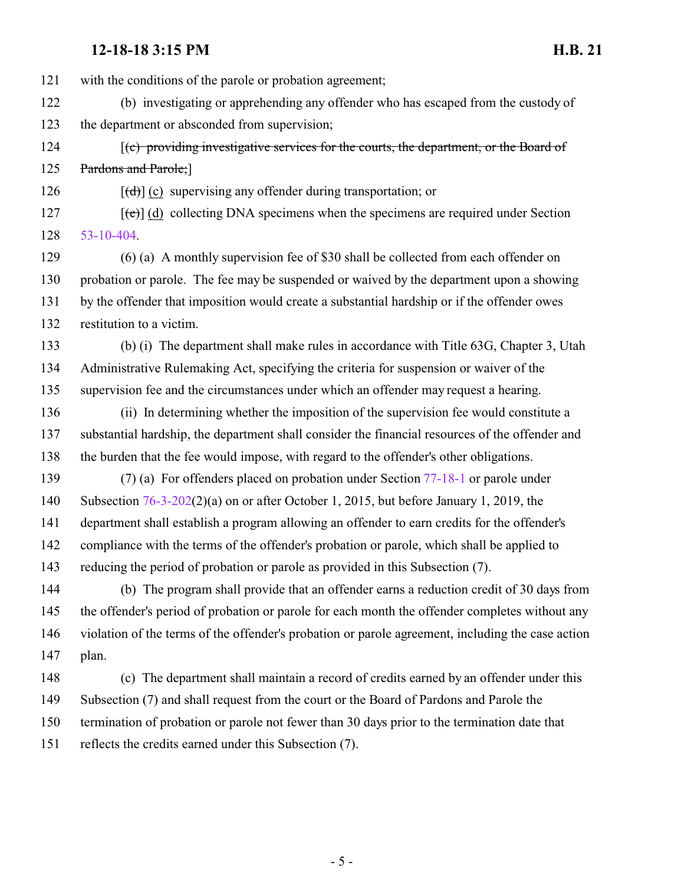121 with the conditions of the parole or probation agreement;

122 (b) investigating or apprehending any offender who has escaped from the custody of

123 the department or absconded from supervision;

124 [~~(c) providing investigative services for the courts, the department, or the Board of~~

125 ~~Pardons and Parole;~~]

126 [~~(d)~~] (c) supervising any offender during transportation; or

127 [~~(e)~~] (d) collecting DNA specimens when the specimens are required under Section

128 53-10-404.

129 (6) (a) A monthly supervision fee of $30 shall be collected from each offender on

130 probation or parole. The fee may be suspended or waived by the department upon a showing

131 by the offender that imposition would create a substantial hardship or if the offender owes

132 restitution to a victim.

133 (b) (i) The department shall make rules in accordance with Title 63G, Chapter 3, Utah

134 Administrative Rulemaking Act, specifying the criteria for suspension or waiver of the

135 supervision fee and the circumstances under which an offender may request a hearing.

136 (ii) In determining whether the imposition of the supervision fee would constitute a

137 substantial hardship, the department shall consider the financial resources of the offender and

138 the burden that the fee would impose, with regard to the offender's other obligations.

139 (7) (a) For offenders placed on probation under Section 77-18-1 or parole under

140 Subsection 76-3-202(2)(a) on or after October 1, 2015, but before January 1, 2019, the

141 department shall establish a program allowing an offender to earn credits for the offender's

142 compliance with the terms of the offender's probation or parole, which shall be applied to

143 reducing the period of probation or parole as provided in this Subsection (7).

144 (b) The program shall provide that an offender earns a reduction credit of 30 days from

145 the offender's period of probation or parole for each month the offender completes without any

146 violation of the terms of the offender's probation or parole agreement, including the case action

147 plan.

148 (c) The department shall maintain a record of credits earned by an offender under this

149 Subsection (7) and shall request from the court or the Board of Pardons and Parole the

150 termination of probation or parole not fewer than 30 days prior to the termination date that

151 reflects the credits earned under this Subsection (7).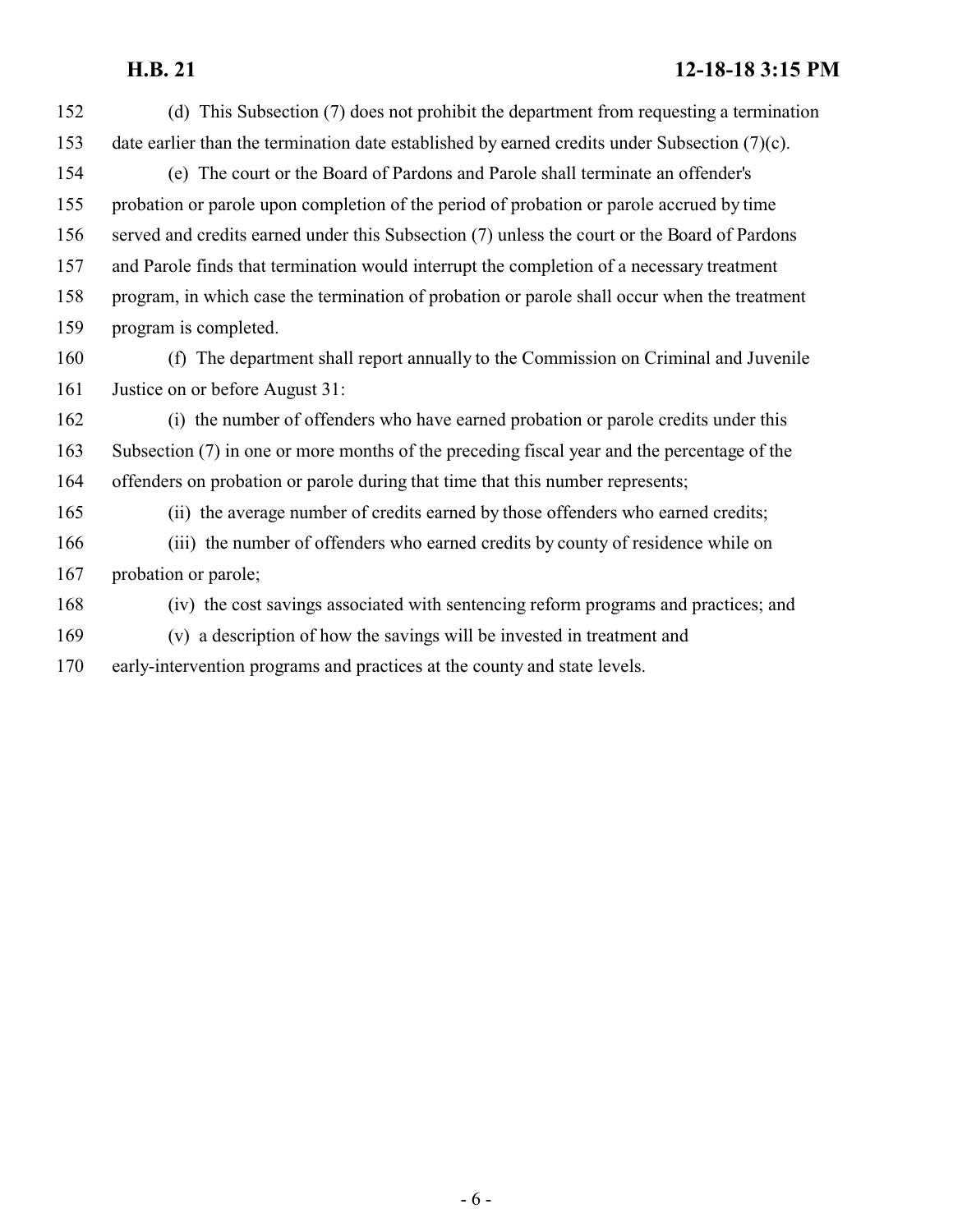(d) This Subsection (7) does not prohibit the department from requesting a termination date earlier than the termination date established by earned credits under Subsection (7)(c).

(e) The court or the Board of Pardons and Parole shall terminate an offender's probation or parole upon completion of the period of probation or parole accrued by time served and credits earned under this Subsection (7) unless the court or the Board of Pardons and Parole finds that termination would interrupt the completion of a necessary treatment program, in which case the termination of probation or parole shall occur when the treatment program is completed.

(f) The department shall report annually to the Commission on Criminal and Juvenile Justice on or before August 31:

(i) the number of offenders who have earned probation or parole credits under this Subsection (7) in one or more months of the preceding fiscal year and the percentage of the offenders on probation or parole during that time that this number represents;

(ii) the average number of credits earned by those offenders who earned credits;

(iii) the number of offenders who earned credits by county of residence while on probation or parole;

(iv) the cost savings associated with sentencing reform programs and practices; and

(v) a description of how the savings will be invested in treatment and early-intervention programs and practices at the county and state levels.